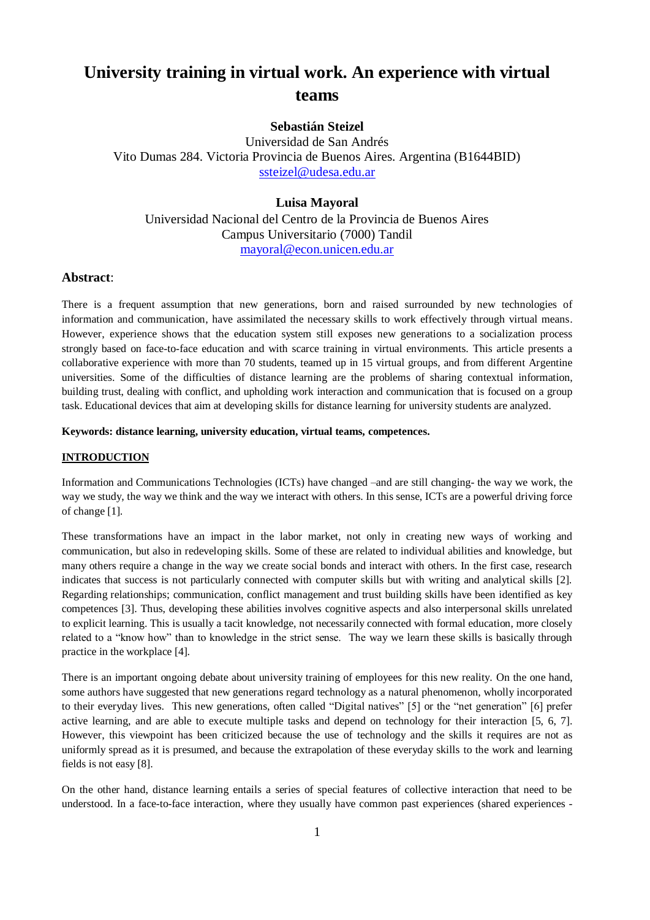# University training in virtual work. An experience with virtual teams

**Sebastián Steizel**
Universidad de San Andrés
Vito Dumas 284. Victoria Provincia de Buenos Aires. Argentina (B1644BID)
ssteizel@udesa.edu.ar

**Luisa Mayoral**
Universidad Nacional del Centro de la Provincia de Buenos Aires
Campus Universitario (7000) Tandil
mayoral@econ.unicen.edu.ar

## Abstract:

There is a frequent assumption that new generations, born and raised surrounded by new technologies of information and communication, have assimilated the necessary skills to work effectively through virtual means. However, experience shows that the education system still exposes new generations to a socialization process strongly based on face-to-face education and with scarce training in virtual environments. This article presents a collaborative experience with more than 70 students, teamed up in 15 virtual groups, and from different Argentine universities. Some of the difficulties of distance learning are the problems of sharing contextual information, building trust, dealing with conflict, and upholding work interaction and communication that is focused on a group task. Educational devices that aim at developing skills for distance learning for university students are analyzed.

**Keywords: distance learning, university education, virtual teams, competences.**

## INTRODUCTION

Information and Communications Technologies (ICTs) have changed –and are still changing- the way we work, the way we study, the way we think and the way we interact with others. In this sense, ICTs are a powerful driving force of change [1].

These transformations have an impact in the labor market, not only in creating new ways of working and communication, but also in redeveloping skills. Some of these are related to individual abilities and knowledge, but many others require a change in the way we create social bonds and interact with others. In the first case, research indicates that success is not particularly connected with computer skills but with writing and analytical skills [2]. Regarding relationships; communication, conflict management and trust building skills have been identified as key competences [3]. Thus, developing these abilities involves cognitive aspects and also interpersonal skills unrelated to explicit learning. This is usually a tacit knowledge, not necessarily connected with formal education, more closely related to a "know how" than to knowledge in the strict sense. The way we learn these skills is basically through practice in the workplace [4].

There is an important ongoing debate about university training of employees for this new reality. On the one hand, some authors have suggested that new generations regard technology as a natural phenomenon, wholly incorporated to their everyday lives. This new generations, often called "Digital natives" [5] or the "net generation" [6] prefer active learning, and are able to execute multiple tasks and depend on technology for their interaction [5, 6, 7]. However, this viewpoint has been criticized because the use of technology and the skills it requires are not as uniformly spread as it is presumed, and because the extrapolation of these everyday skills to the work and learning fields is not easy [8].

On the other hand, distance learning entails a series of special features of collective interaction that need to be understood. In a face-to-face interaction, where they usually have common past experiences (shared experiences -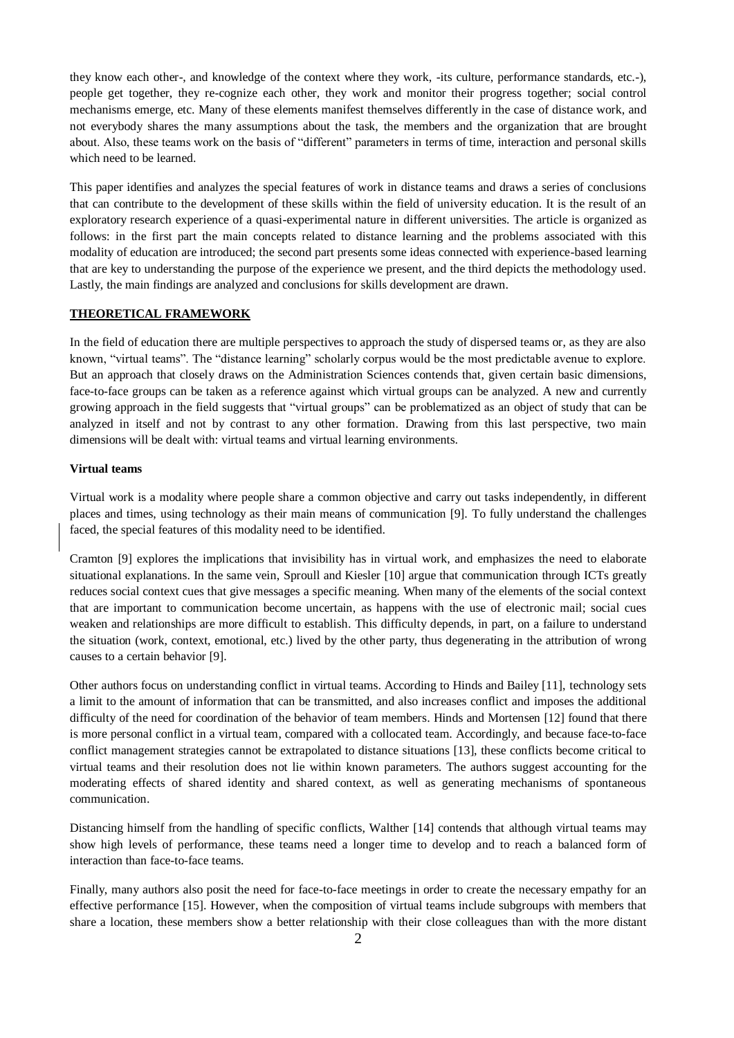they know each other-, and knowledge of the context where they work, -its culture, performance standards, etc.-), people get together, they re-cognize each other, they work and monitor their progress together; social control mechanisms emerge, etc. Many of these elements manifest themselves differently in the case of distance work, and not everybody shares the many assumptions about the task, the members and the organization that are brought about. Also, these teams work on the basis of "different" parameters in terms of time, interaction and personal skills which need to be learned.

This paper identifies and analyzes the special features of work in distance teams and draws a series of conclusions that can contribute to the development of these skills within the field of university education. It is the result of an exploratory research experience of a quasi-experimental nature in different universities. The article is organized as follows: in the first part the main concepts related to distance learning and the problems associated with this modality of education are introduced; the second part presents some ideas connected with experience-based learning that are key to understanding the purpose of the experience we present, and the third depicts the methodology used. Lastly, the main findings are analyzed and conclusions for skills development are drawn.

## THEORETICAL FRAMEWORK

In the field of education there are multiple perspectives to approach the study of dispersed teams or, as they are also known, "virtual teams". The "distance learning" scholarly corpus would be the most predictable avenue to explore. But an approach that closely draws on the Administration Sciences contends that, given certain basic dimensions, face-to-face groups can be taken as a reference against which virtual groups can be analyzed. A new and currently growing approach in the field suggests that "virtual groups" can be problematized as an object of study that can be analyzed in itself and not by contrast to any other formation. Drawing from this last perspective, two main dimensions will be dealt with: virtual teams and virtual learning environments.

### Virtual teams

Virtual work is a modality where people share a common objective and carry out tasks independently, in different places and times, using technology as their main means of communication [9]. To fully understand the challenges faced, the special features of this modality need to be identified.

Cramton [9] explores the implications that invisibility has in virtual work, and emphasizes the need to elaborate situational explanations. In the same vein, Sproull and Kiesler [10] argue that communication through ICTs greatly reduces social context cues that give messages a specific meaning. When many of the elements of the social context that are important to communication become uncertain, as happens with the use of electronic mail; social cues weaken and relationships are more difficult to establish. This difficulty depends, in part, on a failure to understand the situation (work, context, emotional, etc.) lived by the other party, thus degenerating in the attribution of wrong causes to a certain behavior [9].

Other authors focus on understanding conflict in virtual teams. According to Hinds and Bailey [11], technology sets a limit to the amount of information that can be transmitted, and also increases conflict and imposes the additional difficulty of the need for coordination of the behavior of team members. Hinds and Mortensen [12] found that there is more personal conflict in a virtual team, compared with a collocated team. Accordingly, and because face-to-face conflict management strategies cannot be extrapolated to distance situations [13], these conflicts become critical to virtual teams and their resolution does not lie within known parameters. The authors suggest accounting for the moderating effects of shared identity and shared context, as well as generating mechanisms of spontaneous communication.

Distancing himself from the handling of specific conflicts, Walther [14] contends that although virtual teams may show high levels of performance, these teams need a longer time to develop and to reach a balanced form of interaction than face-to-face teams.

Finally, many authors also posit the need for face-to-face meetings in order to create the necessary empathy for an effective performance [15]. However, when the composition of virtual teams include subgroups with members that share a location, these members show a better relationship with their close colleagues than with the more distant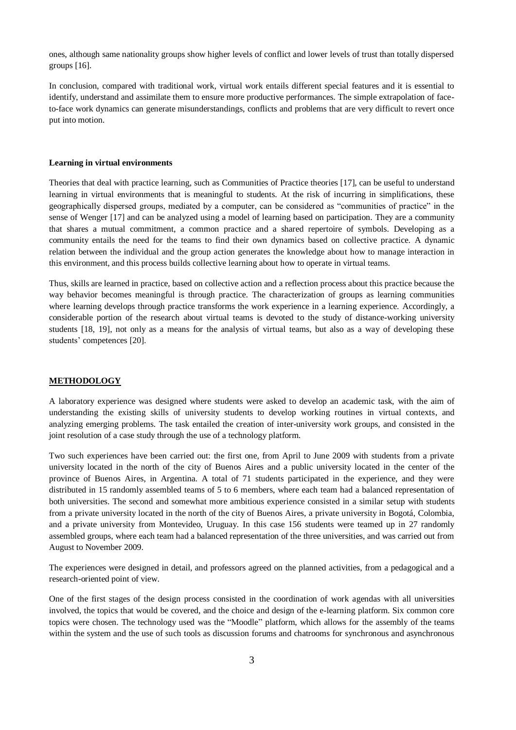ones, although same nationality groups show higher levels of conflict and lower levels of trust than totally dispersed groups [16].

In conclusion, compared with traditional work, virtual work entails different special features and it is essential to identify, understand and assimilate them to ensure more productive performances. The simple extrapolation of face-to-face work dynamics can generate misunderstandings, conflicts and problems that are very difficult to revert once put into motion.

### Learning in virtual environments

Theories that deal with practice learning, such as Communities of Practice theories [17], can be useful to understand learning in virtual environments that is meaningful to students. At the risk of incurring in simplifications, these geographically dispersed groups, mediated by a computer, can be considered as "communities of practice" in the sense of Wenger [17] and can be analyzed using a model of learning based on participation. They are a community that shares a mutual commitment, a common practice and a shared repertoire of symbols. Developing as a community entails the need for the teams to find their own dynamics based on collective practice. A dynamic relation between the individual and the group action generates the knowledge about how to manage interaction in this environment, and this process builds collective learning about how to operate in virtual teams.

Thus, skills are learned in practice, based on collective action and a reflection process about this practice because the way behavior becomes meaningful is through practice. The characterization of groups as learning communities where learning develops through practice transforms the work experience in a learning experience. Accordingly, a considerable portion of the research about virtual teams is devoted to the study of distance-working university students [18, 19], not only as a means for the analysis of virtual teams, but also as a way of developing these students' competences [20].

## METHODOLOGY

A laboratory experience was designed where students were asked to develop an academic task, with the aim of understanding the existing skills of university students to develop working routines in virtual contexts, and analyzing emerging problems. The task entailed the creation of inter-university work groups, and consisted in the joint resolution of a case study through the use of a technology platform.

Two such experiences have been carried out: the first one, from April to June 2009 with students from a private university located in the north of the city of Buenos Aires and a public university located in the center of the province of Buenos Aires, in Argentina. A total of 71 students participated in the experience, and they were distributed in 15 randomly assembled teams of 5 to 6 members, where each team had a balanced representation of both universities. The second and somewhat more ambitious experience consisted in a similar setup with students from a private university located in the north of the city of Buenos Aires, a private university in Bogotá, Colombia, and a private university from Montevideo, Uruguay. In this case 156 students were teamed up in 27 randomly assembled groups, where each team had a balanced representation of the three universities, and was carried out from August to November 2009.

The experiences were designed in detail, and professors agreed on the planned activities, from a pedagogical and a research-oriented point of view.

One of the first stages of the design process consisted in the coordination of work agendas with all universities involved, the topics that would be covered, and the choice and design of the e-learning platform. Six common core topics were chosen. The technology used was the "Moodle" platform, which allows for the assembly of the teams within the system and the use of such tools as discussion forums and chatrooms for synchronous and asynchronous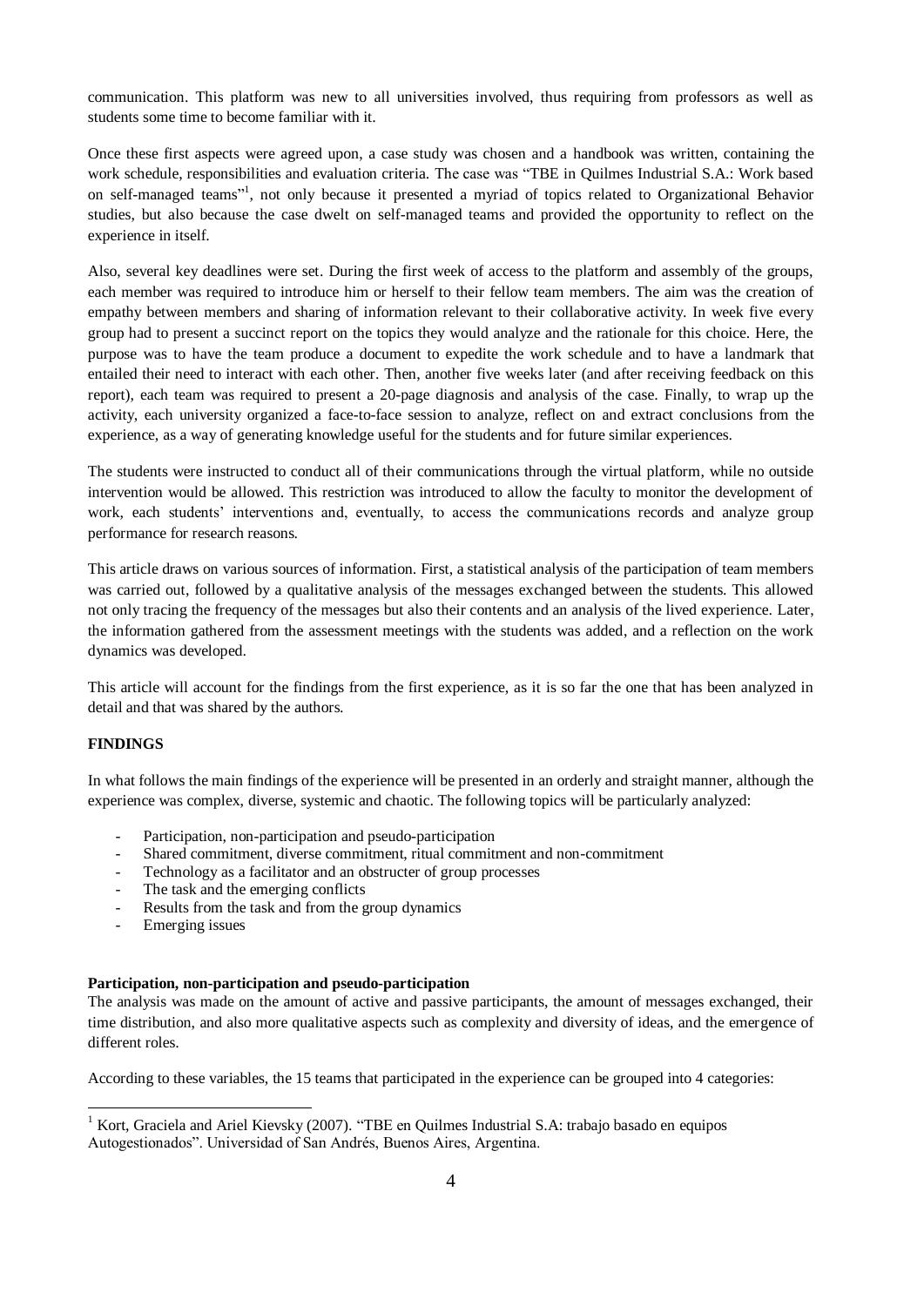communication. This platform was new to all universities involved, thus requiring from professors as well as students some time to become familiar with it.

Once these first aspects were agreed upon, a case study was chosen and a handbook was written, containing the work schedule, responsibilities and evaluation criteria. The case was "TBE in Quilmes Industrial S.A.: Work based on self-managed teams"[1], not only because it presented a myriad of topics related to Organizational Behavior studies, but also because the case dwelt on self-managed teams and provided the opportunity to reflect on the experience in itself.

Also, several key deadlines were set. During the first week of access to the platform and assembly of the groups, each member was required to introduce him or herself to their fellow team members. The aim was the creation of empathy between members and sharing of information relevant to their collaborative activity. In week five every group had to present a succinct report on the topics they would analyze and the rationale for this choice. Here, the purpose was to have the team produce a document to expedite the work schedule and to have a landmark that entailed their need to interact with each other. Then, another five weeks later (and after receiving feedback on this report), each team was required to present a 20-page diagnosis and analysis of the case. Finally, to wrap up the activity, each university organized a face-to-face session to analyze, reflect on and extract conclusions from the experience, as a way of generating knowledge useful for the students and for future similar experiences.

The students were instructed to conduct all of their communications through the virtual platform, while no outside intervention would be allowed. This restriction was introduced to allow the faculty to monitor the development of work, each students' interventions and, eventually, to access the communications records and analyze group performance for research reasons.

This article draws on various sources of information. First, a statistical analysis of the participation of team members was carried out, followed by a qualitative analysis of the messages exchanged between the students. This allowed not only tracing the frequency of the messages but also their contents and an analysis of the lived experience. Later, the information gathered from the assessment meetings with the students was added, and a reflection on the work dynamics was developed.

This article will account for the findings from the first experience, as it is so far the one that has been analyzed in detail and that was shared by the authors.

## FINDINGS

In what follows the main findings of the experience will be presented in an orderly and straight manner, although the experience was complex, diverse, systemic and chaotic. The following topics will be particularly analyzed:

- Participation, non-participation and pseudo-participation
- Shared commitment, diverse commitment, ritual commitment and non-commitment
- Technology as a facilitator and an obstructer of group processes
- The task and the emerging conflicts
- Results from the task and from the group dynamics
- Emerging issues

### Participation, non-participation and pseudo-participation

The analysis was made on the amount of active and passive participants, the amount of messages exchanged, their time distribution, and also more qualitative aspects such as complexity and diversity of ideas, and the emergence of different roles.

According to these variables, the 15 teams that participated in the experience can be grouped into 4 categories:

[1] Kort, Graciela and Ariel Kievsky (2007). "TBE en Quilmes Industrial S.A: trabajo basado en equipos Autogestionados". Universidad of San Andrés, Buenos Aires, Argentina.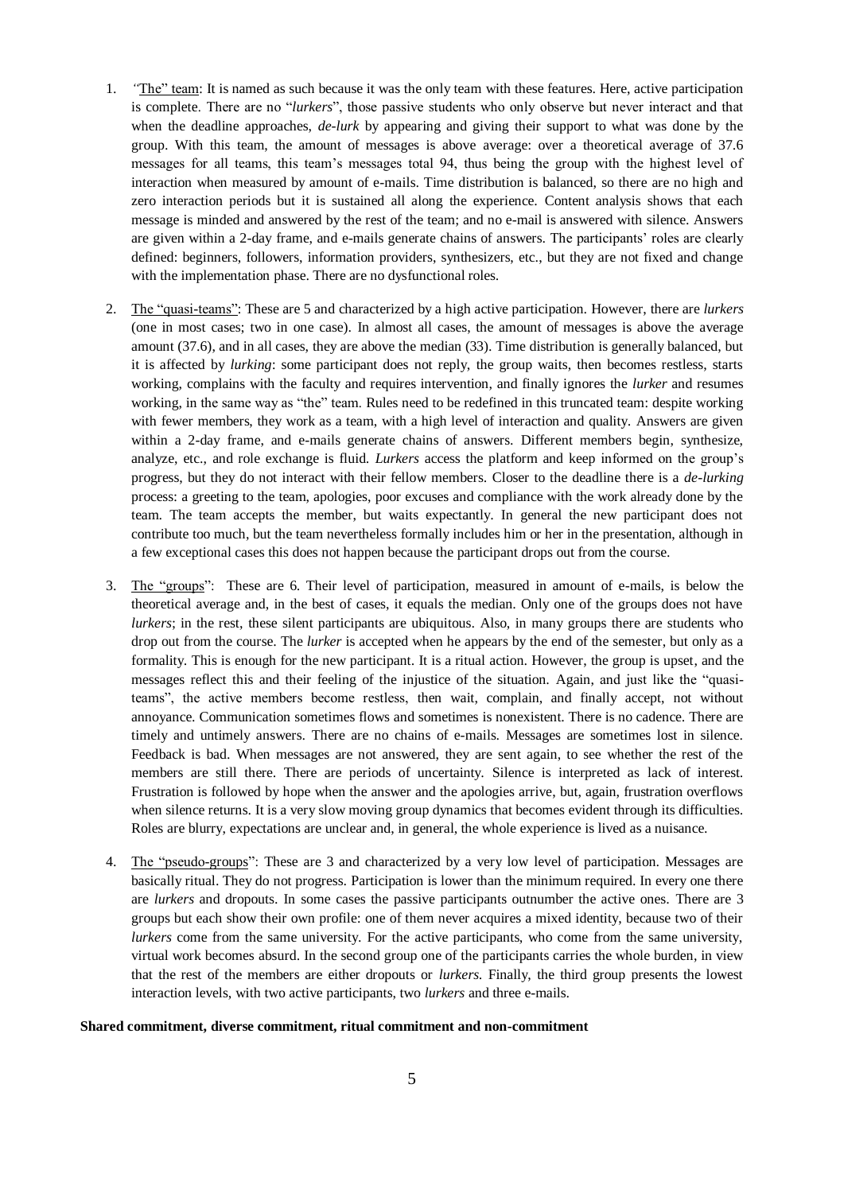1. "The" team: It is named as such because it was the only team with these features. Here, active participation is complete. There are no "*lurkers*", those passive students who only observe but never interact and that when the deadline approaches, *de-lurk* by appearing and giving their support to what was done by the group. With this team, the amount of messages is above average: over a theoretical average of 37.6 messages for all teams, this team's messages total 94, thus being the group with the highest level of interaction when measured by amount of e-mails. Time distribution is balanced, so there are no high and zero interaction periods but it is sustained all along the experience. Content analysis shows that each message is minded and answered by the rest of the team; and no e-mail is answered with silence. Answers are given within a 2-day frame, and e-mails generate chains of answers. The participants' roles are clearly defined: beginners, followers, information providers, synthesizers, etc., but they are not fixed and change with the implementation phase. There are no dysfunctional roles.

2. The "quasi-teams": These are 5 and characterized by a high active participation. However, there are *lurkers* (one in most cases; two in one case). In almost all cases, the amount of messages is above the average amount (37.6), and in all cases, they are above the median (33). Time distribution is generally balanced, but it is affected by *lurking*: some participant does not reply, the group waits, then becomes restless, starts working, complains with the faculty and requires intervention, and finally ignores the *lurker* and resumes working, in the same way as "the" team. Rules need to be redefined in this truncated team: despite working with fewer members, they work as a team, with a high level of interaction and quality. Answers are given within a 2-day frame, and e-mails generate chains of answers. Different members begin, synthesize, analyze, etc., and role exchange is fluid. *Lurkers* access the platform and keep informed on the group's progress, but they do not interact with their fellow members. Closer to the deadline there is a *de-lurking* process: a greeting to the team, apologies, poor excuses and compliance with the work already done by the team. The team accepts the member, but waits expectantly. In general the new participant does not contribute too much, but the team nevertheless formally includes him or her in the presentation, although in a few exceptional cases this does not happen because the participant drops out from the course.

3. The "groups": These are 6. Their level of participation, measured in amount of e-mails, is below the theoretical average and, in the best of cases, it equals the median. Only one of the groups does not have *lurkers*; in the rest, these silent participants are ubiquitous. Also, in many groups there are students who drop out from the course. The *lurker* is accepted when he appears by the end of the semester, but only as a formality. This is enough for the new participant. It is a ritual action. However, the group is upset, and the messages reflect this and their feeling of the injustice of the situation. Again, and just like the "quasi-teams", the active members become restless, then wait, complain, and finally accept, not without annoyance. Communication sometimes flows and sometimes is nonexistent. There is no cadence. There are timely and untimely answers. There are no chains of e-mails. Messages are sometimes lost in silence. Feedback is bad. When messages are not answered, they are sent again, to see whether the rest of the members are still there. There are periods of uncertainty. Silence is interpreted as lack of interest. Frustration is followed by hope when the answer and the apologies arrive, but, again, frustration overflows when silence returns. It is a very slow moving group dynamics that becomes evident through its difficulties. Roles are blurry, expectations are unclear and, in general, the whole experience is lived as a nuisance.

4. The "pseudo-groups": These are 3 and characterized by a very low level of participation. Messages are basically ritual. They do not progress. Participation is lower than the minimum required. In every one there are *lurkers* and dropouts. In some cases the passive participants outnumber the active ones. There are 3 groups but each show their own profile: one of them never acquires a mixed identity, because two of their *lurkers* come from the same university. For the active participants, who come from the same university, virtual work becomes absurd. In the second group one of the participants carries the whole burden, in view that the rest of the members are either dropouts or *lurkers*. Finally, the third group presents the lowest interaction levels, with two active participants, two *lurkers* and three e-mails.

**Shared commitment, diverse commitment, ritual commitment and non-commitment**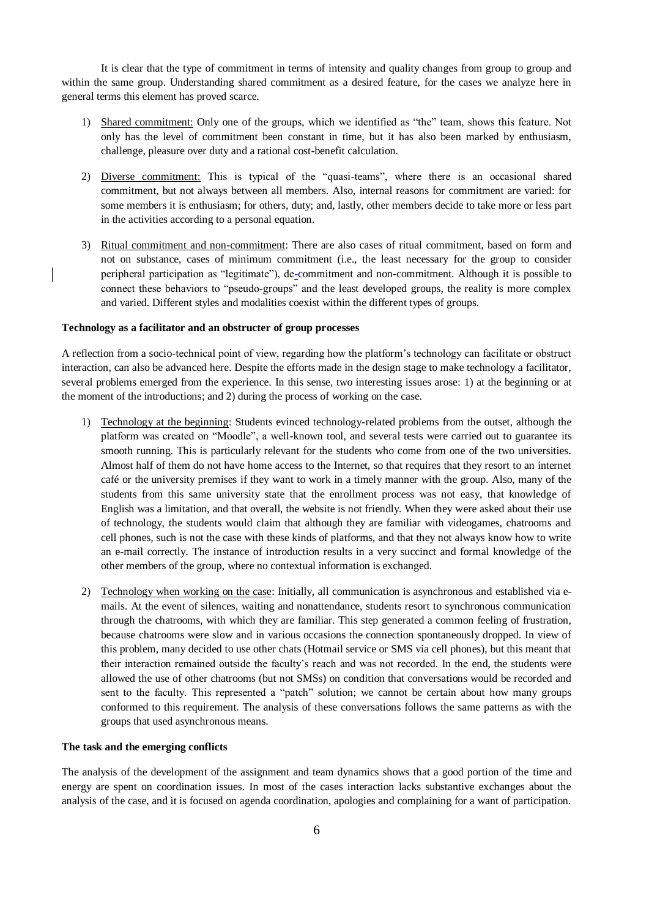It is clear that the type of commitment in terms of intensity and quality changes from group to group and within the same group. Understanding shared commitment as a desired feature, for the cases we analyze here in general terms this element has proved scarce.

1) Shared commitment: Only one of the groups, which we identified as "the" team, shows this feature. Not only has the level of commitment been constant in time, but it has also been marked by enthusiasm, challenge, pleasure over duty and a rational cost-benefit calculation.

2) Diverse commitment: This is typical of the "quasi-teams", where there is an occasional shared commitment, but not always between all members. Also, internal reasons for commitment are varied: for some members it is enthusiasm; for others, duty; and, lastly, other members decide to take more or less part in the activities according to a personal equation.

3) Ritual commitment and non-commitment: There are also cases of ritual commitment, based on form and not on substance, cases of minimum commitment (i.e., the least necessary for the group to consider peripheral participation as "legitimate"), de-commitment and non-commitment. Although it is possible to connect these behaviors to "pseudo-groups" and the least developed groups, the reality is more complex and varied. Different styles and modalities coexist within the different types of groups.

**Technology as a facilitator and an obstructer of group processes**

A reflection from a socio-technical point of view, regarding how the platform's technology can facilitate or obstruct interaction, can also be advanced here. Despite the efforts made in the design stage to make technology a facilitator, several problems emerged from the experience. In this sense, two interesting issues arose: 1) at the beginning or at the moment of the introductions; and 2) during the process of working on the case.

1) Technology at the beginning: Students evinced technology-related problems from the outset, although the platform was created on "Moodle", a well-known tool, and several tests were carried out to guarantee its smooth running. This is particularly relevant for the students who come from one of the two universities. Almost half of them do not have home access to the Internet, so that requires that they resort to an internet café or the university premises if they want to work in a timely manner with the group. Also, many of the students from this same university state that the enrollment process was not easy, that knowledge of English was a limitation, and that overall, the website is not friendly. When they were asked about their use of technology, the students would claim that although they are familiar with videogames, chatrooms and cell phones, such is not the case with these kinds of platforms, and that they not always know how to write an e-mail correctly. The instance of introduction results in a very succinct and formal knowledge of the other members of the group, where no contextual information is exchanged.

2) Technology when working on the case: Initially, all communication is asynchronous and established via e-mails. At the event of silences, waiting and nonattendance, students resort to synchronous communication through the chatrooms, with which they are familiar. This step generated a common feeling of frustration, because chatrooms were slow and in various occasions the connection spontaneously dropped. In view of this problem, many decided to use other chats (Hotmail service or SMS via cell phones), but this meant that their interaction remained outside the faculty's reach and was not recorded. In the end, the students were allowed the use of other chatrooms (but not SMSs) on condition that conversations would be recorded and sent to the faculty. This represented a "patch" solution; we cannot be certain about how many groups conformed to this requirement. The analysis of these conversations follows the same patterns as with the groups that used asynchronous means.

**The task and the emerging conflicts**

The analysis of the development of the assignment and team dynamics shows that a good portion of the time and energy are spent on coordination issues. In most of the cases interaction lacks substantive exchanges about the analysis of the case, and it is focused on agenda coordination, apologies and complaining for a want of participation.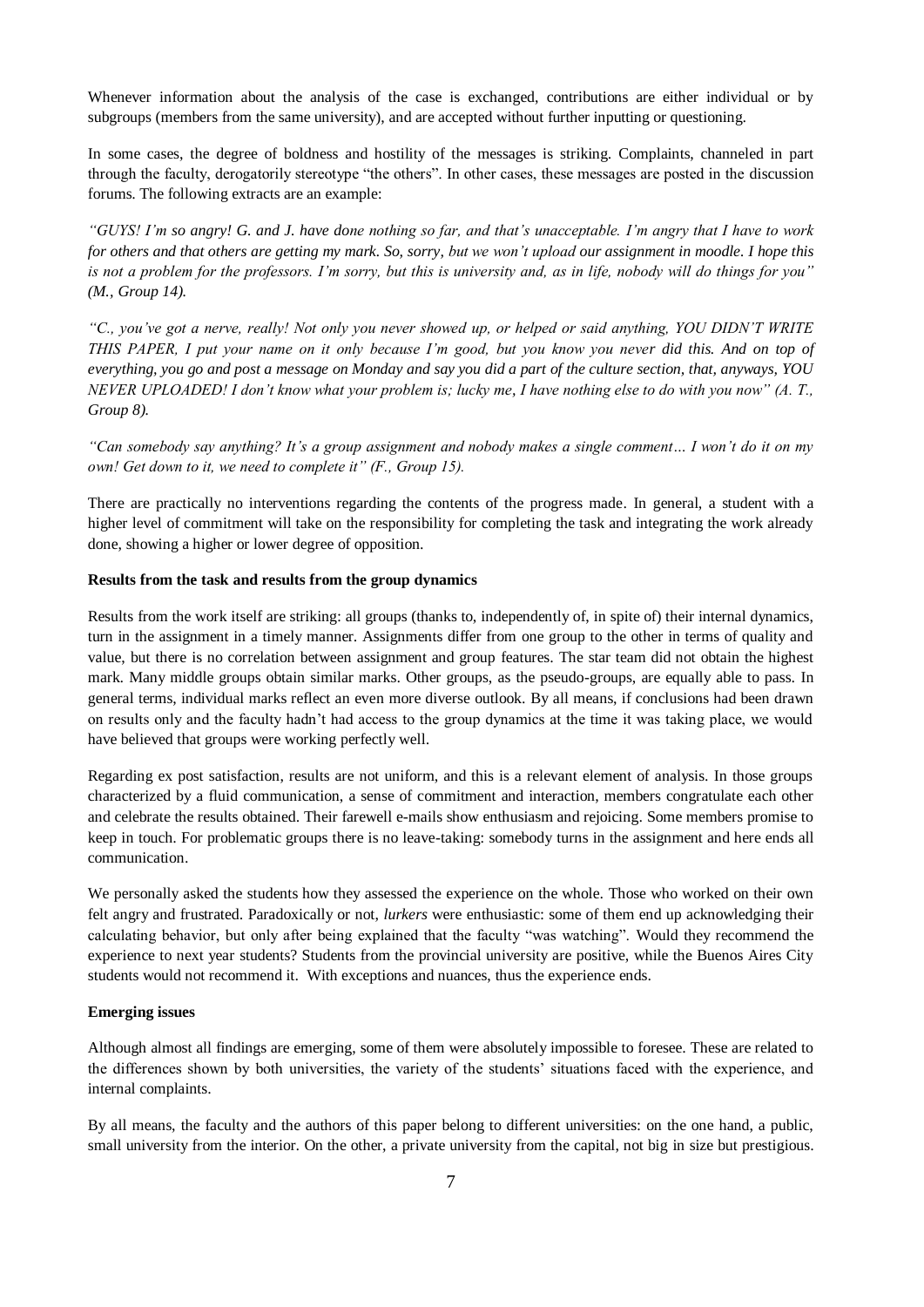Whenever information about the analysis of the case is exchanged, contributions are either individual or by subgroups (members from the same university), and are accepted without further inputting or questioning.

In some cases, the degree of boldness and hostility of the messages is striking. Complaints, channeled in part through the faculty, derogatorily stereotype "the others". In other cases, these messages are posted in the discussion forums. The following extracts are an example:

*"GUYS! I'm so angry! G. and J. have done nothing so far, and that's unacceptable. I'm angry that I have to work for others and that others are getting my mark. So, sorry, but we won't upload our assignment in moodle. I hope this is not a problem for the professors. I'm sorry, but this is university and, as in life, nobody will do things for you" (M., Group 14).*

*"C., you've got a nerve, really! Not only you never showed up, or helped or said anything, YOU DIDN'T WRITE THIS PAPER, I put your name on it only because I'm good, but you know you never did this. And on top of everything, you go and post a message on Monday and say you did a part of the culture section, that, anyways, YOU NEVER UPLOADED! I don't know what your problem is; lucky me, I have nothing else to do with you now" (A. T., Group 8).*

*"Can somebody say anything? It's a group assignment and nobody makes a single comment… I won't do it on my own! Get down to it, we need to complete it" (F., Group 15).*

There are practically no interventions regarding the contents of the progress made. In general, a student with a higher level of commitment will take on the responsibility for completing the task and integrating the work already done, showing a higher or lower degree of opposition.

**Results from the task and results from the group dynamics**

Results from the work itself are striking: all groups (thanks to, independently of, in spite of) their internal dynamics, turn in the assignment in a timely manner. Assignments differ from one group to the other in terms of quality and value, but there is no correlation between assignment and group features. The star team did not obtain the highest mark. Many middle groups obtain similar marks. Other groups, as the pseudo-groups, are equally able to pass. In general terms, individual marks reflect an even more diverse outlook. By all means, if conclusions had been drawn on results only and the faculty hadn't had access to the group dynamics at the time it was taking place, we would have believed that groups were working perfectly well.

Regarding ex post satisfaction, results are not uniform, and this is a relevant element of analysis. In those groups characterized by a fluid communication, a sense of commitment and interaction, members congratulate each other and celebrate the results obtained. Their farewell e-mails show enthusiasm and rejoicing. Some members promise to keep in touch. For problematic groups there is no leave-taking: somebody turns in the assignment and here ends all communication.

We personally asked the students how they assessed the experience on the whole. Those who worked on their own felt angry and frustrated. Paradoxically or not, *lurkers* were enthusiastic: some of them end up acknowledging their calculating behavior, but only after being explained that the faculty "was watching". Would they recommend the experience to next year students? Students from the provincial university are positive, while the Buenos Aires City students would not recommend it. With exceptions and nuances, thus the experience ends.

**Emerging issues**

Although almost all findings are emerging, some of them were absolutely impossible to foresee. These are related to the differences shown by both universities, the variety of the students' situations faced with the experience, and internal complaints.

By all means, the faculty and the authors of this paper belong to different universities: on the one hand, a public, small university from the interior. On the other, a private university from the capital, not big in size but prestigious.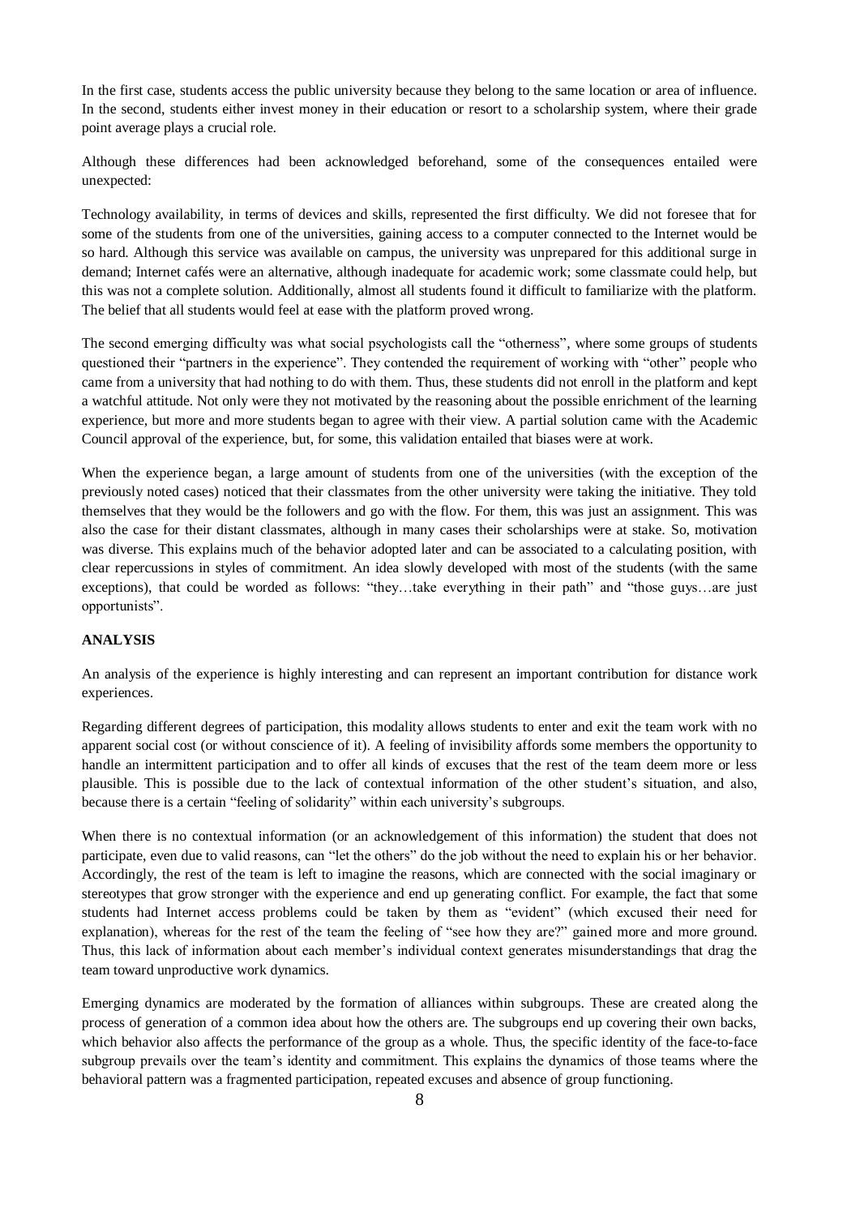In the first case, students access the public university because they belong to the same location or area of influence. In the second, students either invest money in their education or resort to a scholarship system, where their grade point average plays a crucial role.

Although these differences had been acknowledged beforehand, some of the consequences entailed were unexpected:

Technology availability, in terms of devices and skills, represented the first difficulty. We did not foresee that for some of the students from one of the universities, gaining access to a computer connected to the Internet would be so hard. Although this service was available on campus, the university was unprepared for this additional surge in demand; Internet cafés were an alternative, although inadequate for academic work; some classmate could help, but this was not a complete solution. Additionally, almost all students found it difficult to familiarize with the platform. The belief that all students would feel at ease with the platform proved wrong.

The second emerging difficulty was what social psychologists call the "otherness", where some groups of students questioned their "partners in the experience". They contended the requirement of working with "other" people who came from a university that had nothing to do with them. Thus, these students did not enroll in the platform and kept a watchful attitude. Not only were they not motivated by the reasoning about the possible enrichment of the learning experience, but more and more students began to agree with their view. A partial solution came with the Academic Council approval of the experience, but, for some, this validation entailed that biases were at work.

When the experience began, a large amount of students from one of the universities (with the exception of the previously noted cases) noticed that their classmates from the other university were taking the initiative. They told themselves that they would be the followers and go with the flow. For them, this was just an assignment. This was also the case for their distant classmates, although in many cases their scholarships were at stake. So, motivation was diverse. This explains much of the behavior adopted later and can be associated to a calculating position, with clear repercussions in styles of commitment. An idea slowly developed with most of the students (with the same exceptions), that could be worded as follows: "they…take everything in their path" and "those guys…are just opportunists".

## ANALYSIS

An analysis of the experience is highly interesting and can represent an important contribution for distance work experiences.

Regarding different degrees of participation, this modality allows students to enter and exit the team work with no apparent social cost (or without conscience of it). A feeling of invisibility affords some members the opportunity to handle an intermittent participation and to offer all kinds of excuses that the rest of the team deem more or less plausible. This is possible due to the lack of contextual information of the other student's situation, and also, because there is a certain "feeling of solidarity" within each university's subgroups.

When there is no contextual information (or an acknowledgement of this information) the student that does not participate, even due to valid reasons, can "let the others" do the job without the need to explain his or her behavior. Accordingly, the rest of the team is left to imagine the reasons, which are connected with the social imaginary or stereotypes that grow stronger with the experience and end up generating conflict. For example, the fact that some students had Internet access problems could be taken by them as "evident" (which excused their need for explanation), whereas for the rest of the team the feeling of "see how they are?" gained more and more ground. Thus, this lack of information about each member's individual context generates misunderstandings that drag the team toward unproductive work dynamics.

Emerging dynamics are moderated by the formation of alliances within subgroups. These are created along the process of generation of a common idea about how the others are. The subgroups end up covering their own backs, which behavior also affects the performance of the group as a whole. Thus, the specific identity of the face-to-face subgroup prevails over the team's identity and commitment. This explains the dynamics of those teams where the behavioral pattern was a fragmented participation, repeated excuses and absence of group functioning.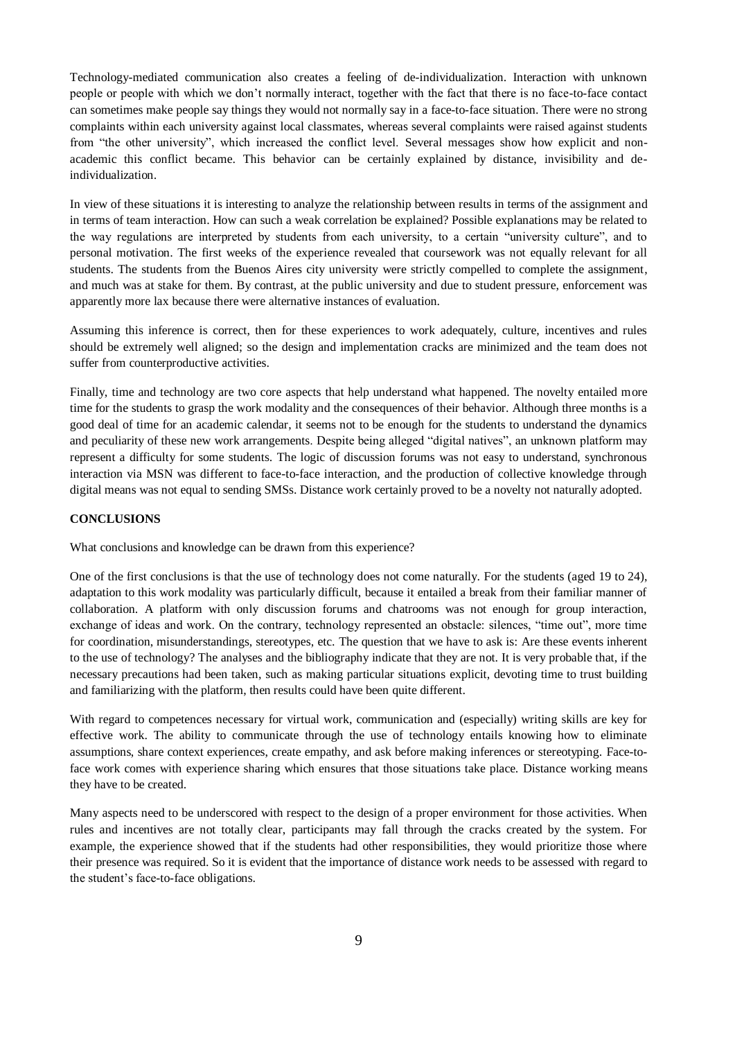Technology-mediated communication also creates a feeling of de-individualization. Interaction with unknown people or people with which we don't normally interact, together with the fact that there is no face-to-face contact can sometimes make people say things they would not normally say in a face-to-face situation. There were no strong complaints within each university against local classmates, whereas several complaints were raised against students from "the other university", which increased the conflict level. Several messages show how explicit and non-academic this conflict became. This behavior can be certainly explained by distance, invisibility and de-individualization.

In view of these situations it is interesting to analyze the relationship between results in terms of the assignment and in terms of team interaction. How can such a weak correlation be explained? Possible explanations may be related to the way regulations are interpreted by students from each university, to a certain "university culture", and to personal motivation. The first weeks of the experience revealed that coursework was not equally relevant for all students. The students from the Buenos Aires city university were strictly compelled to complete the assignment, and much was at stake for them. By contrast, at the public university and due to student pressure, enforcement was apparently more lax because there were alternative instances of evaluation.

Assuming this inference is correct, then for these experiences to work adequately, culture, incentives and rules should be extremely well aligned; so the design and implementation cracks are minimized and the team does not suffer from counterproductive activities.

Finally, time and technology are two core aspects that help understand what happened. The novelty entailed more time for the students to grasp the work modality and the consequences of their behavior. Although three months is a good deal of time for an academic calendar, it seems not to be enough for the students to understand the dynamics and peculiarity of these new work arrangements. Despite being alleged "digital natives", an unknown platform may represent a difficulty for some students. The logic of discussion forums was not easy to understand, synchronous interaction via MSN was different to face-to-face interaction, and the production of collective knowledge through digital means was not equal to sending SMSs. Distance work certainly proved to be a novelty not naturally adopted.

## CONCLUSIONS

What conclusions and knowledge can be drawn from this experience?

One of the first conclusions is that the use of technology does not come naturally. For the students (aged 19 to 24), adaptation to this work modality was particularly difficult, because it entailed a break from their familiar manner of collaboration. A platform with only discussion forums and chatrooms was not enough for group interaction, exchange of ideas and work. On the contrary, technology represented an obstacle: silences, "time out", more time for coordination, misunderstandings, stereotypes, etc. The question that we have to ask is: Are these events inherent to the use of technology? The analyses and the bibliography indicate that they are not. It is very probable that, if the necessary precautions had been taken, such as making particular situations explicit, devoting time to trust building and familiarizing with the platform, then results could have been quite different.

With regard to competences necessary for virtual work, communication and (especially) writing skills are key for effective work. The ability to communicate through the use of technology entails knowing how to eliminate assumptions, share context experiences, create empathy, and ask before making inferences or stereotyping. Face-to-face work comes with experience sharing which ensures that those situations take place. Distance working means they have to be created.

Many aspects need to be underscored with respect to the design of a proper environment for those activities. When rules and incentives are not totally clear, participants may fall through the cracks created by the system. For example, the experience showed that if the students had other responsibilities, they would prioritize those where their presence was required. So it is evident that the importance of distance work needs to be assessed with regard to the student's face-to-face obligations.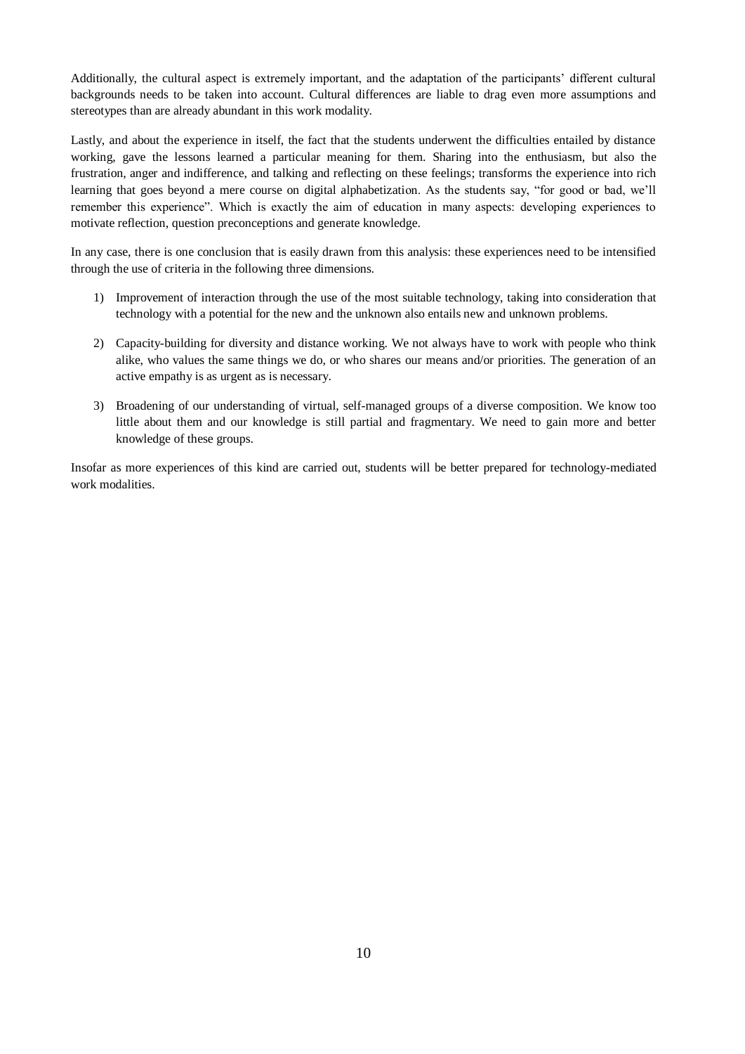Additionally, the cultural aspect is extremely important, and the adaptation of the participants' different cultural backgrounds needs to be taken into account. Cultural differences are liable to drag even more assumptions and stereotypes than are already abundant in this work modality.

Lastly, and about the experience in itself, the fact that the students underwent the difficulties entailed by distance working, gave the lessons learned a particular meaning for them. Sharing into the enthusiasm, but also the frustration, anger and indifference, and talking and reflecting on these feelings; transforms the experience into rich learning that goes beyond a mere course on digital alphabetization. As the students say, "for good or bad, we'll remember this experience". Which is exactly the aim of education in many aspects: developing experiences to motivate reflection, question preconceptions and generate knowledge.

In any case, there is one conclusion that is easily drawn from this analysis: these experiences need to be intensified through the use of criteria in the following three dimensions.

1) Improvement of interaction through the use of the most suitable technology, taking into consideration that technology with a potential for the new and the unknown also entails new and unknown problems.

2) Capacity-building for diversity and distance working. We not always have to work with people who think alike, who values the same things we do, or who shares our means and/or priorities. The generation of an active empathy is as urgent as is necessary.

3) Broadening of our understanding of virtual, self-managed groups of a diverse composition. We know too little about them and our knowledge is still partial and fragmentary. We need to gain more and better knowledge of these groups.

Insofar as more experiences of this kind are carried out, students will be better prepared for technology-mediated work modalities.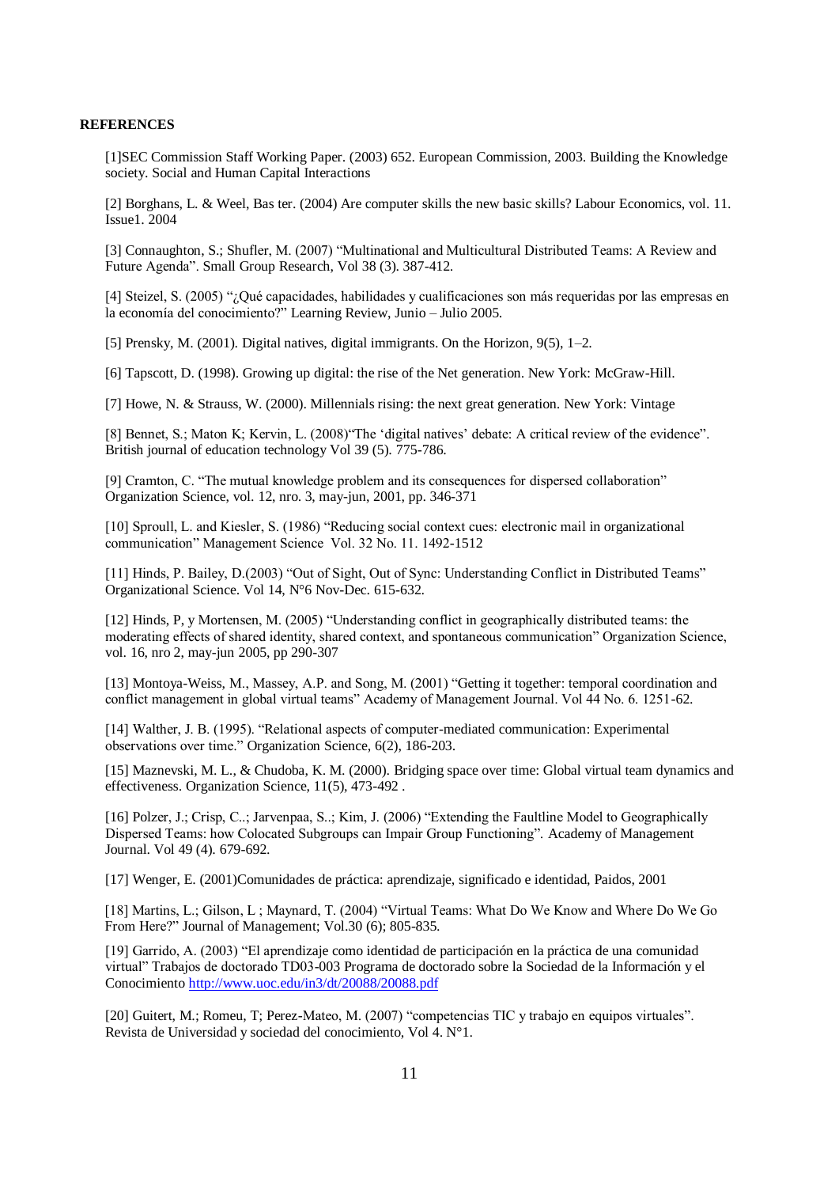**REFERENCES**

[1]SEC Commission Staff Working Paper. (2003) 652. European Commission, 2003. Building the Knowledge society. Social and Human Capital Interactions

[2] Borghans, L. & Weel, Bas ter. (2004) Are computer skills the new basic skills? Labour Economics, vol. 11. Issue1. 2004

[3] Connaughton, S.; Shufler, M. (2007) "Multinational and Multicultural Distributed Teams: A Review and Future Agenda". Small Group Research, Vol 38 (3). 387-412.

[4] Steizel, S. (2005) "¿Qué capacidades, habilidades y cualificaciones son más requeridas por las empresas en la economía del conocimiento?" Learning Review, Junio – Julio 2005.

[5] Prensky, M. (2001). Digital natives, digital immigrants. On the Horizon, 9(5), 1–2.

[6] Tapscott, D. (1998). Growing up digital: the rise of the Net generation. New York: McGraw-Hill.

[7] Howe, N. & Strauss, W. (2000). Millennials rising: the next great generation. New York: Vintage

[8] Bennet, S.; Maton K; Kervin, L. (2008)"The 'digital natives' debate: A critical review of the evidence". British journal of education technology Vol 39 (5). 775-786.

[9] Cramton, C. "The mutual knowledge problem and its consequences for dispersed collaboration" Organization Science, vol. 12, nro. 3, may-jun, 2001, pp. 346-371

[10] Sproull, L. and Kiesler, S. (1986) "Reducing social context cues: electronic mail in organizational communication" Management Science Vol. 32 No. 11. 1492-1512

[11] Hinds, P. Bailey, D.(2003) "Out of Sight, Out of Sync: Understanding Conflict in Distributed Teams" Organizational Science. Vol 14, N°6 Nov-Dec. 615-632.

[12] Hinds, P, y Mortensen, M. (2005) "Understanding conflict in geographically distributed teams: the moderating effects of shared identity, shared context, and spontaneous communication" Organization Science, vol. 16, nro 2, may-jun 2005, pp 290-307

[13] Montoya-Weiss, M., Massey, A.P. and Song, M. (2001) "Getting it together: temporal coordination and conflict management in global virtual teams" Academy of Management Journal. Vol 44 No. 6. 1251-62.

[14] Walther, J. B. (1995). "Relational aspects of computer-mediated communication: Experimental observations over time." Organization Science, 6(2), 186-203.

[15] Maznevski, M. L., & Chudoba, K. M. (2000). Bridging space over time: Global virtual team dynamics and effectiveness. Organization Science, 11(5), 473-492 .

[16] Polzer, J.; Crisp, C..; Jarvenpaa, S..; Kim, J. (2006) "Extending the Faultline Model to Geographically Dispersed Teams: how Colocated Subgroups can Impair Group Functioning". Academy of Management Journal. Vol 49 (4). 679-692.

[17] Wenger, E. (2001)Comunidades de práctica: aprendizaje, significado e identidad, Paidos, 2001

[18] Martins, L.; Gilson, L ; Maynard, T. (2004) "Virtual Teams: What Do We Know and Where Do We Go From Here?" Journal of Management; Vol.30 (6); 805-835.

[19] Garrido, A. (2003) "El aprendizaje como identidad de participación en la práctica de una comunidad virtual" Trabajos de doctorado TD03-003 Programa de doctorado sobre la Sociedad de la Información y el Conocimiento http://www.uoc.edu/in3/dt/20088/20088.pdf

[20] Guitert, M.; Romeu, T; Perez-Mateo, M. (2007) "competencias TIC y trabajo en equipos virtuales". Revista de Universidad y sociedad del conocimiento, Vol 4. N°1.